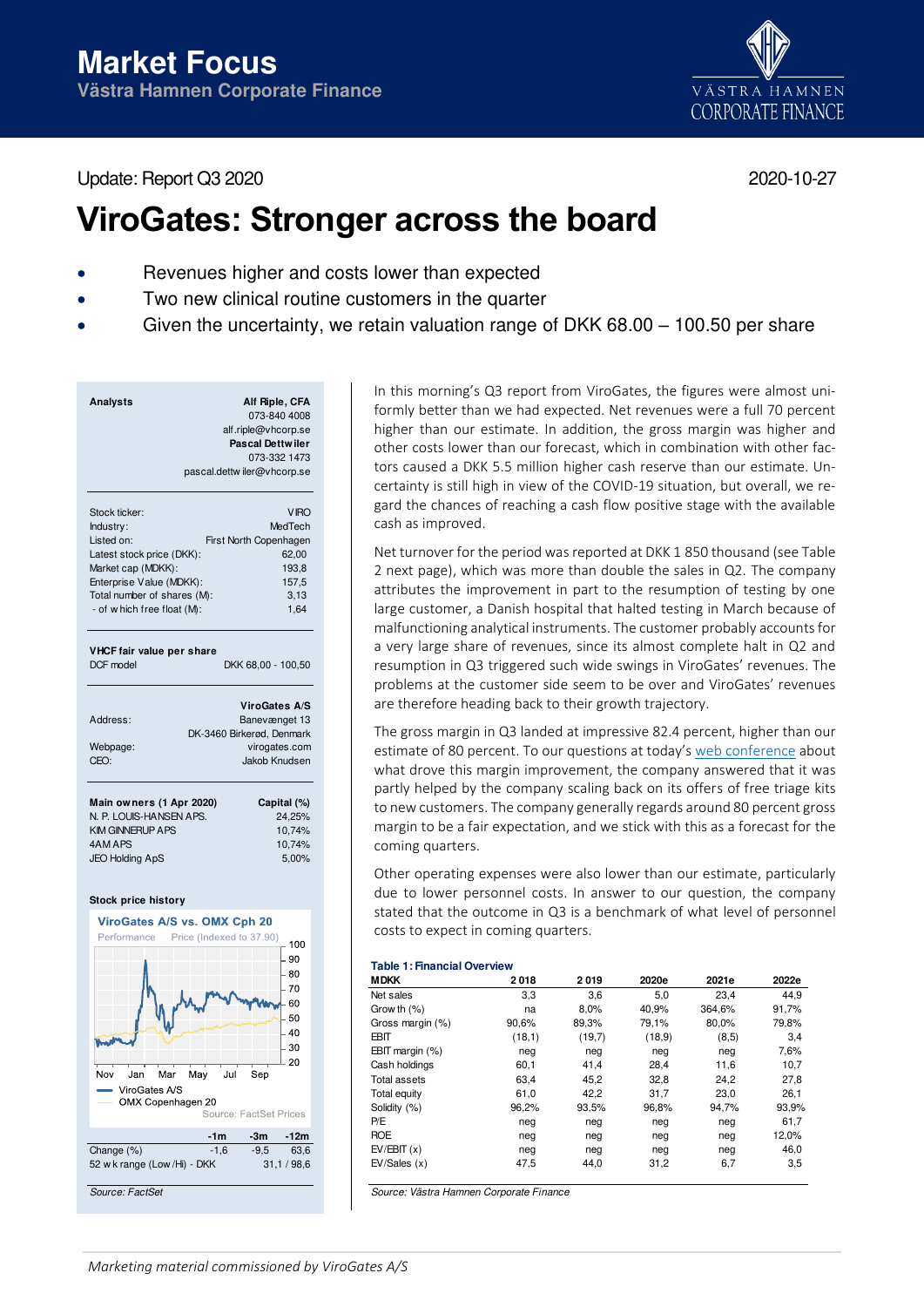# Market Focus

**Västra Hamnen Corporate Finance**

Update: Report Q3 2020

2020-10-27

# ViroGates: Stronger across the board

- Revenues higher and costs lower than expected
- Two new clinical routine customers in the quarter
- Given the uncertainty, we retain valuation range of DKK 68.00 – 100.50 per share

| Analysts | Alf Riple, CFA |
|---|---|
| | 073-840 4008 |
| | alf.riple@vhcorp.se |
| | **Pascal Dettwiler** |
| | 073-332 1473 |
| | pascal.dettwiler@vhcorp.se |

| | |
|---|---|
| Stock ticker: | VIRO |
| Industry: | MedTech |
| Listed on: | First North Copenhagen |
| Latest stock price (DKK): | 62,00 |
| Market cap (MDKK): | 193,8 |
| Enterprise Value (MDKK): | 157,5 |
| Total number of shares (M): | 3,13 |
| - of which free float (M): | 1,64 |

| **VHCF fair value per share** | |
|---|---|
| DCF model | DKK 68,00 - 100,50 |

| | **ViroGates A/S** |
|---|---|
| Address: | Banevænget 13 |
| | DK-3460 Birkerød, Denmark |
| Webpage: | virogates.com |
| CEO: | Jakob Knudsen |

| **Main owners (1 Apr 2020)** | **Capital (%)** |
|---|---|
| N. P. LOUIS-HANSEN APS. | 24,25% |
| KIM GINNERUP APS | 10,74% |
| 4AM APS | 10,74% |
| JEO Holding ApS | 5,00% |

**Stock price history**

ViroGates A/S vs. OMX Cph 20

Source: FactSet Prices

| | -1m | -3m | -12m |
|---|---|---|---|
| Change (%) | -1,6 | -9,5 | 63,6 |
| 52 wk range (Low/Hi) - DKK | | | 31,1 / 98,6 |

*Source: FactSet*

In this morning's Q3 report from ViroGates, the figures were almost uniformly better than we had expected. Net revenues were a full 70 percent higher than our estimate. In addition, the gross margin was higher and other costs lower than our forecast, which in combination with other factors caused a DKK 5.5 million higher cash reserve than our estimate. Uncertainty is still high in view of the COVID-19 situation, but overall, we regard the chances of reaching a cash flow positive stage with the available cash as improved.

Net turnover for the period was reported at DKK 1 850 thousand (see Table 2 next page), which was more than double the sales in Q2. The company attributes the improvement in part to the resumption of testing by one large customer, a Danish hospital that halted testing in March because of malfunctioning analytical instruments. The customer probably accounts for a very large share of revenues, since its almost complete halt in Q2 and resumption in Q3 triggered such wide swings in ViroGates' revenues. The problems at the customer side seem to be over and ViroGates' revenues are therefore heading back to their growth trajectory.

The gross margin in Q3 landed at impressive 82.4 percent, higher than our estimate of 80 percent. To our questions at today's web conference about what drove this margin improvement, the company answered that it was partly helped by the company scaling back on its offers of free triage kits to new customers. The company generally regards around 80 percent gross margin to be a fair expectation, and we stick with this as a forecast for the coming quarters.

Other operating expenses were also lower than our estimate, particularly due to lower personnel costs. In answer to our question, the company stated that the outcome in Q3 is a benchmark of what level of personnel costs to expect in coming quarters.

**Table 1: Financial Overview**

| MDKK | 2018 | 2019 | 2020e | 2021e | 2022e |
|---|---|---|---|---|---|
| Net sales | 3,3 | 3,6 | 5,0 | 23,4 | 44,9 |
| Growth (%) | na | 8,0% | 40,9% | 364,6% | 91,7% |
| Gross margin (%) | 90,6% | 89,3% | 79,1% | 80,0% | 79,8% |
| EBIT | (18,1) | (19,7) | (18,9) | (8,5) | 3,4 |
| EBIT margin (%) | neg | neg | neg | neg | 7,6% |
| Cash holdings | 60,1 | 41,4 | 28,4 | 11,6 | 10,7 |
| Total assets | 63,4 | 45,2 | 32,8 | 24,2 | 27,8 |
| Total equity | 61,0 | 42,2 | 31,7 | 23,0 | 26,1 |
| Solidity (%) | 96,2% | 93,5% | 96,8% | 94,7% | 93,9% |
| P/E | neg | neg | neg | neg | 61,7 |
| ROE | neg | neg | neg | neg | 12,0% |
| EV/EBIT (x) | neg | neg | neg | neg | 46,0 |
| EV/Sales (x) | 47,5 | 44,0 | 31,2 | 6,7 | 3,5 |

*Source: Västra Hamnen Corporate Finance*

*Marketing material commissioned by ViroGates A/S*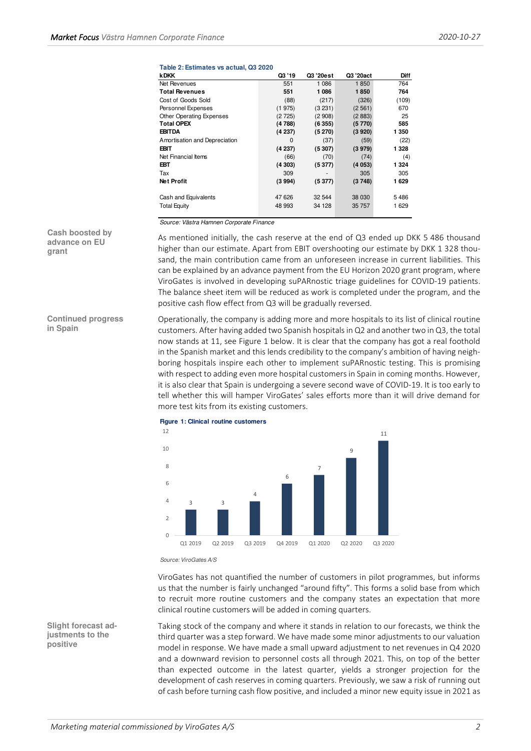**Table 2: Estimates vs actual, Q3 2020**

| kDKK | Q3 '19 | Q3 '20est | Q3 '20act | Diff |
|---|---|---|---|---|
| Net Revenues | 551 | 1 086 | 1 850 | 764 |
| **Total Revenues** | **551** | **1 086** | **1 850** | **764** |
| Cost of Goods Sold | (88) | (217) | (326) | (109) |
| Personnel Expenses | (1 975) | (3 231) | (2 561) | 670 |
| Other Operating Expenses | (2 725) | (2 908) | (2 883) | 25 |
| **Total OPEX** | **(4 788)** | **(6 355)** | **(5 770)** | **585** |
| **EBITDA** | **(4 237)** | **(5 270)** | **(3 920)** | **1 350** |
| Amortisation and Depreciation | 0 | (37) | (59) | (22) |
| **EBIT** | **(4 237)** | **(5 307)** | **(3 979)** | **1 328** |
| Net Financial Items | (66) | (70) | (74) | (4) |
| **EBT** | **(4 303)** | **(5 377)** | **(4 053)** | **1 324** |
| Tax | 309 | - | 305 | 305 |
| **Net Profit** | **(3 994)** | **(5 377)** | **(3 748)** | **1 629** |
| | | | | |
| Cash and Equivalents | 47 626 | 32 544 | 38 030 | 5 486 |
| Total Equity | 48 993 | 34 128 | 35 757 | 1 629 |

*Source: Västra Hamnen Corporate Finance*

**Cash boosted by advance on EU grant**

As mentioned initially, the cash reserve at the end of Q3 ended up DKK 5 486 thousand higher than our estimate. Apart from EBIT overshooting our estimate by DKK 1 328 thousand, the main contribution came from an unforeseen increase in current liabilities. This can be explained by an advance payment from the EU Horizon 2020 grant program, where ViroGates is involved in developing suPARnostic triage guidelines for COVID-19 patients. The balance sheet item will be reduced as work is completed under the program, and the positive cash flow effect from Q3 will be gradually reversed.

**Continued progress in Spain**

Operationally, the company is adding more and more hospitals to its list of clinical routine customers. After having added two Spanish hospitals in Q2 and another two in Q3, the total now stands at 11, see Figure 1 below. It is clear that the company has got a real foothold in the Spanish market and this lends credibility to the company's ambition of having neighboring hospitals inspire each other to implement suPARnostic testing. This is promising with respect to adding even more hospital customers in Spain in coming months. However, it is also clear that Spain is undergoing a severe second wave of COVID-19. It is too early to tell whether this will hamper ViroGates' sales efforts more than it will drive demand for more test kits from its existing customers.

**Figure 1: Clinical routine customers**

| Quarter | Customers |
|---|---|
| Q1 2019 | 3 |
| Q2 2019 | 3 |
| Q3 2019 | 4 |
| Q4 2019 | 6 |
| Q1 2020 | 7 |
| Q2 2020 | 9 |
| Q3 2020 | 11 |

*Source: ViroGates A/S*

ViroGates has not quantified the number of customers in pilot programmes, but informs us that the number is fairly unchanged "around fifty". This forms a solid base from which to recruit more routine customers and the company states an expectation that more clinical routine customers will be added in coming quarters.

**Slight forecast adjustments to the positive**

Taking stock of the company and where it stands in relation to our forecasts, we think the third quarter was a step forward. We have made some minor adjustments to our valuation model in response. We have made a small upward adjustment to net revenues in Q4 2020 and a downward revision to personnel costs all through 2021. This, on top of the better than expected outcome in the latest quarter, yields a stronger projection for the development of cash reserves in coming quarters. Previously, we saw a risk of running out of cash before turning cash flow positive, and included a minor new equity issue in 2021 as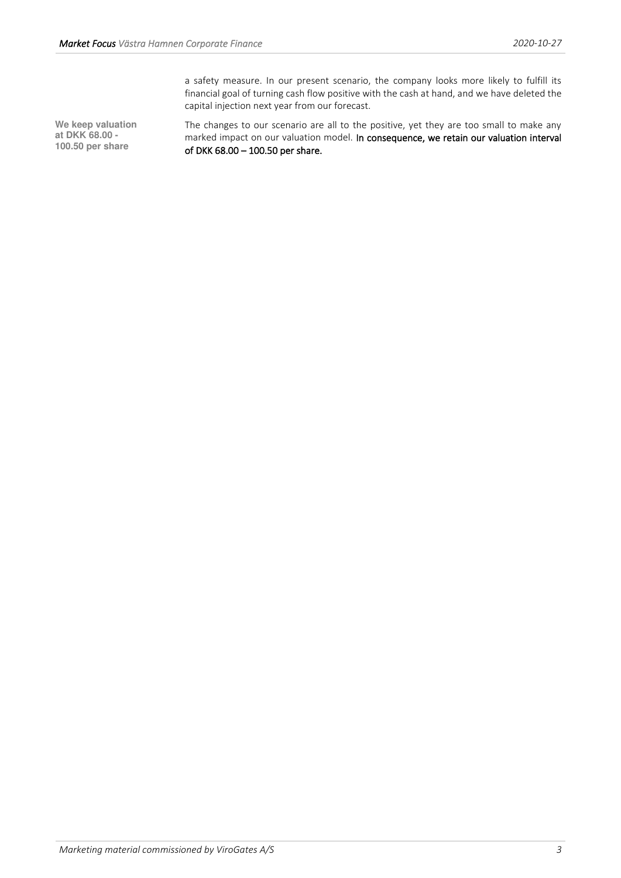a safety measure. In our present scenario, the company looks more likely to fulfill its financial goal of turning cash flow positive with the cash at hand, and we have deleted the capital injection next year from our forecast.

**We keep valuation at DKK 68.00 - 100.50 per share**

The changes to our scenario are all to the positive, yet they are too small to make any marked impact on our valuation model. **In consequence, we retain our valuation interval of DKK 68.00 – 100.50 per share.**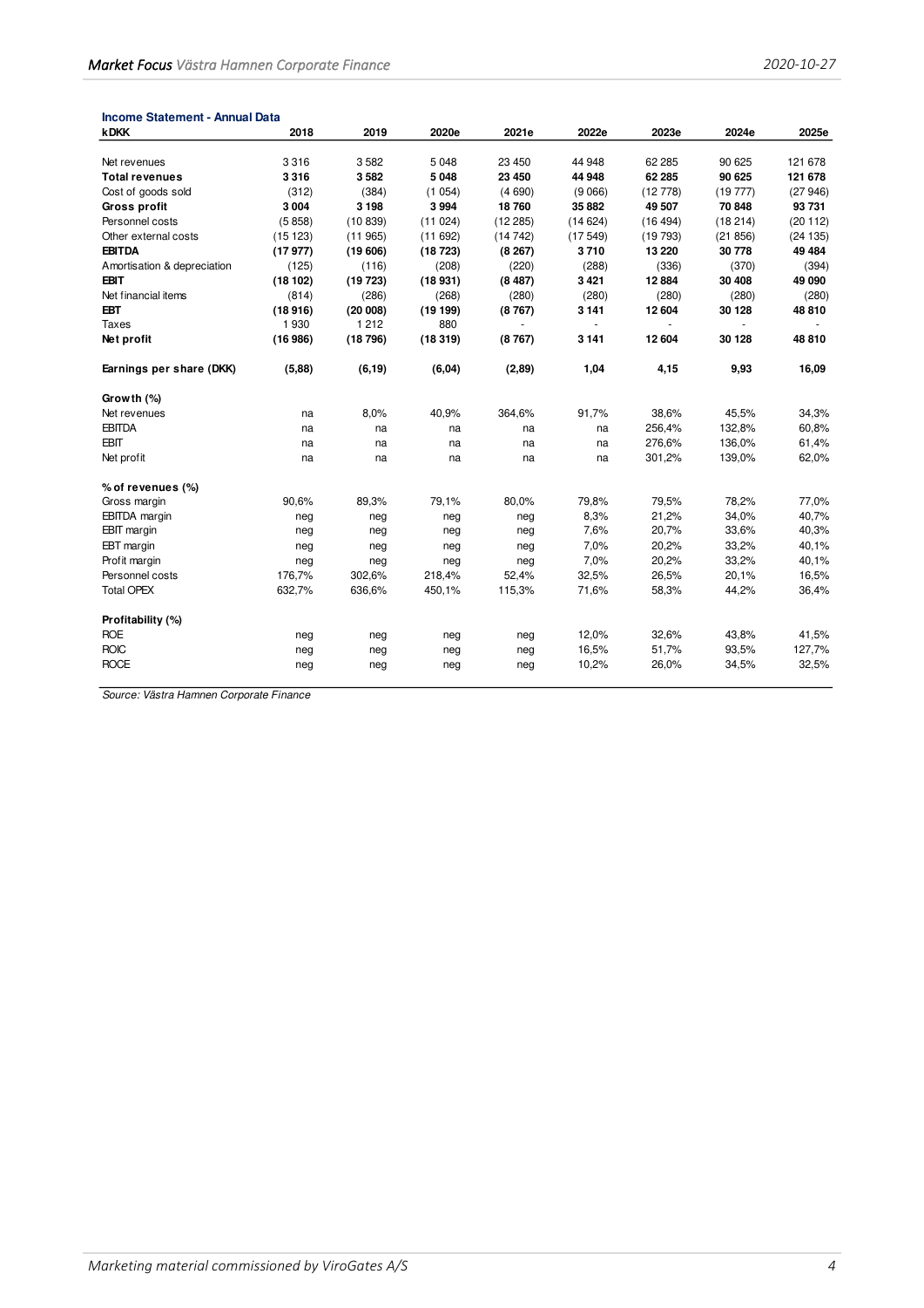**Income Statement - Annual Data**

| kDKK | 2018 | 2019 | 2020e | 2021e | 2022e | 2023e | 2024e | 2025e |
|---|---|---|---|---|---|---|---|---|
| Net revenues | 3 316 | 3 582 | 5 048 | 23 450 | 44 948 | 62 285 | 90 625 | 121 678 |
| **Total revenues** | **3 316** | **3 582** | **5 048** | **23 450** | **44 948** | **62 285** | **90 625** | **121 678** |
| Cost of goods sold | (312) | (384) | (1 054) | (4 690) | (9 066) | (12 778) | (19 777) | (27 946) |
| **Gross profit** | **3 004** | **3 198** | **3 994** | **18 760** | **35 882** | **49 507** | **70 848** | **93 731** |
| Personnel costs | (5 858) | (10 839) | (11 024) | (12 285) | (14 624) | (16 494) | (18 214) | (20 112) |
| Other external costs | (15 123) | (11 965) | (11 692) | (14 742) | (17 549) | (19 793) | (21 856) | (24 135) |
| **EBITDA** | **(17 977)** | **(19 606)** | **(18 723)** | **(8 267)** | **3 710** | **13 220** | **30 778** | **49 484** |
| Amortisation & depreciation | (125) | (116) | (208) | (220) | (288) | (336) | (370) | (394) |
| **EBIT** | **(18 102)** | **(19 723)** | **(18 931)** | **(8 487)** | **3 421** | **12 884** | **30 408** | **49 090** |
| Net financial items | (814) | (286) | (268) | (280) | (280) | (280) | (280) | (280) |
| **EBT** | **(18 916)** | **(20 008)** | **(19 199)** | **(8 767)** | **3 141** | **12 604** | **30 128** | **48 810** |
| Taxes | 1 930 | 1 212 | 880 | - | - | - | - | - |
| **Net profit** | **(16 986)** | **(18 796)** | **(18 319)** | **(8 767)** | **3 141** | **12 604** | **30 128** | **48 810** |
| | | | | | | | | |
| **Earnings per share (DKK)** | **(5,88)** | **(6,19)** | **(6,04)** | **(2,89)** | **1,04** | **4,15** | **9,93** | **16,09** |
| | | | | | | | | |
| **Growth (%)** | | | | | | | | |
| Net revenues | na | 8,0% | 40,9% | 364,6% | 91,7% | 38,6% | 45,5% | 34,3% |
| EBITDA | na | na | na | na | na | 256,4% | 132,8% | 60,8% |
| EBIT | na | na | na | na | na | 276,6% | 136,0% | 61,4% |
| Net profit | na | na | na | na | na | 301,2% | 139,0% | 62,0% |
| | | | | | | | | |
| **% of revenues (%)** | | | | | | | | |
| Gross margin | 90,6% | 89,3% | 79,1% | 80,0% | 79,8% | 79,5% | 78,2% | 77,0% |
| EBITDA margin | neg | neg | neg | neg | 8,3% | 21,2% | 34,0% | 40,7% |
| EBIT margin | neg | neg | neg | neg | 7,6% | 20,7% | 33,6% | 40,3% |
| EBT margin | neg | neg | neg | neg | 7,0% | 20,2% | 33,2% | 40,1% |
| Profit margin | neg | neg | neg | neg | 7,0% | 20,2% | 33,2% | 40,1% |
| Personnel costs | 176,7% | 302,6% | 218,4% | 52,4% | 32,5% | 26,5% | 20,1% | 16,5% |
| Total OPEX | 632,7% | 636,6% | 450,1% | 115,3% | 71,6% | 58,3% | 44,2% | 36,4% |
| | | | | | | | | |
| **Profitability (%)** | | | | | | | | |
| ROE | neg | neg | neg | neg | 12,0% | 32,6% | 43,8% | 41,5% |
| ROIC | neg | neg | neg | neg | 16,5% | 51,7% | 93,5% | 127,7% |
| ROCE | neg | neg | neg | neg | 10,2% | 26,0% | 34,5% | 32,5% |

*Source: Västra Hamnen Corporate Finance*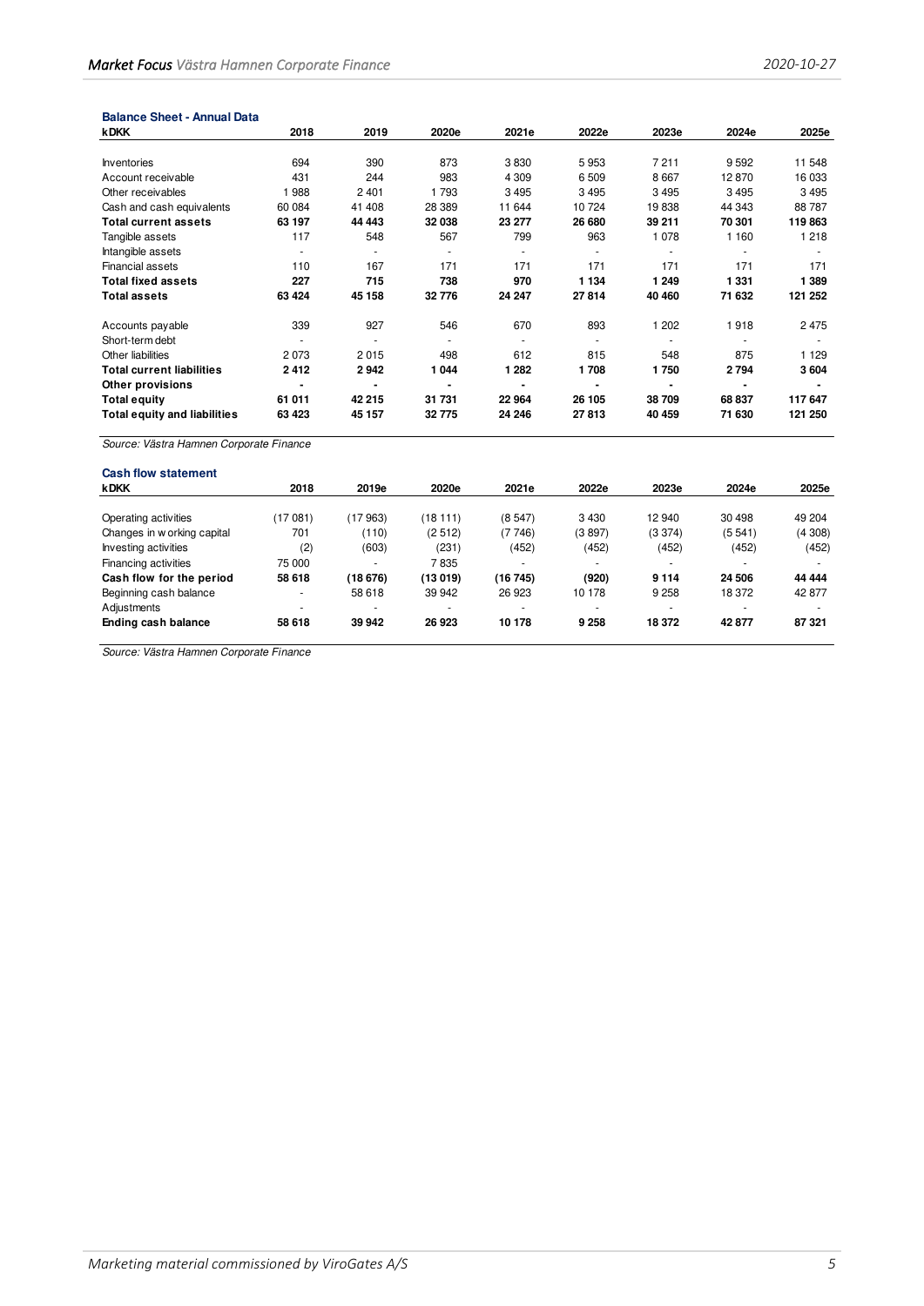**Balance Sheet - Annual Data**

| kDKK | 2018 | 2019 | 2020e | 2021e | 2022e | 2023e | 2024e | 2025e |
|---|---|---|---|---|---|---|---|---|
| Inventories | 694 | 390 | 873 | 3 830 | 5 953 | 7 211 | 9 592 | 11 548 |
| Account receivable | 431 | 244 | 983 | 4 309 | 6 509 | 8 667 | 12 870 | 16 033 |
| Other receivables | 1 988 | 2 401 | 1 793 | 3 495 | 3 495 | 3 495 | 3 495 | 3 495 |
| Cash and cash equivalents | 60 084 | 41 408 | 28 389 | 11 644 | 10 724 | 19 838 | 44 343 | 88 787 |
| **Total current assets** | **63 197** | **44 443** | **32 038** | **23 277** | **26 680** | **39 211** | **70 301** | **119 863** |
| Tangible assets | 117 | 548 | 567 | 799 | 963 | 1 078 | 1 160 | 1 218 |
| Intangible assets | - | - | - | - | - | - | - | - |
| Financial assets | 110 | 167 | 171 | 171 | 171 | 171 | 171 | 171 |
| **Total fixed assets** | **227** | **715** | **738** | **970** | **1 134** | **1 249** | **1 331** | **1 389** |
| **Total assets** | **63 424** | **45 158** | **32 776** | **24 247** | **27 814** | **40 460** | **71 632** | **121 252** |
| | | | | | | | | |
| Accounts payable | 339 | 927 | 546 | 670 | 893 | 1 202 | 1 918 | 2 475 |
| Short-term debt | - | - | - | - | - | - | - | - |
| Other liabilities | 2 073 | 2 015 | 498 | 612 | 815 | 548 | 875 | 1 129 |
| **Total current liabilities** | **2 412** | **2 942** | **1 044** | **1 282** | **1 708** | **1 750** | **2 794** | **3 604** |
| **Other provisions** | **-** | **-** | **-** | **-** | **-** | **-** | **-** | **-** |
| **Total equity** | **61 011** | **42 215** | **31 731** | **22 964** | **26 105** | **38 709** | **68 837** | **117 647** |
| **Total equity and liabilities** | **63 423** | **45 157** | **32 775** | **24 246** | **27 813** | **40 459** | **71 630** | **121 250** |

*Source: Västra Hamnen Corporate Finance*

**Cash flow statement**

| kDKK | 2018 | 2019e | 2020e | 2021e | 2022e | 2023e | 2024e | 2025e |
|---|---|---|---|---|---|---|---|---|
| Operating activities | (17 081) | (17 963) | (18 111) | (8 547) | 3 430 | 12 940 | 30 498 | 49 204 |
| Changes in working capital | 701 | (110) | (2 512) | (7 746) | (3 897) | (3 374) | (5 541) | (4 308) |
| Investing activities | (2) | (603) | (231) | (452) | (452) | (452) | (452) | (452) |
| Financing activities | 75 000 | - | 7 835 | - | - | - | - | - |
| **Cash flow for the period** | **58 618** | **(18 676)** | **(13 019)** | **(16 745)** | **(920)** | **9 114** | **24 506** | **44 444** |
| Beginning cash balance | - | 58 618 | 39 942 | 26 923 | 10 178 | 9 258 | 18 372 | 42 877 |
| Adjustments | - | - | - | - | - | - | - | - |
| **Ending cash balance** | **58 618** | **39 942** | **26 923** | **10 178** | **9 258** | **18 372** | **42 877** | **87 321** |

*Source: Västra Hamnen Corporate Finance*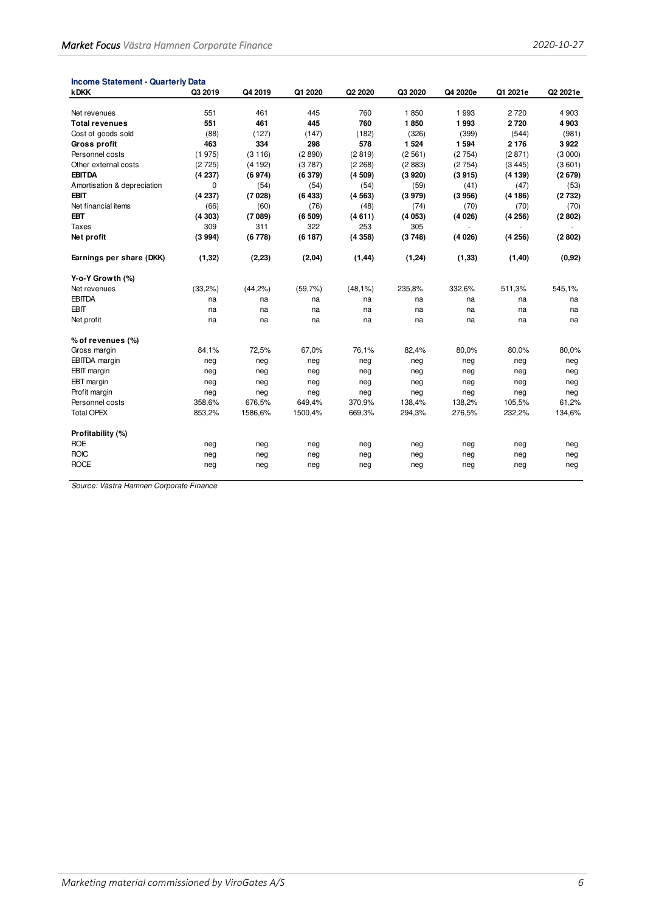**Income Statement - Quarterly Data**

| kDKK | Q3 2019 | Q4 2019 | Q1 2020 | Q2 2020 | Q3 2020 | Q4 2020e | Q1 2021e | Q2 2021e |
|---|---|---|---|---|---|---|---|---|
| Net revenues | 551 | 461 | 445 | 760 | 1 850 | 1 993 | 2 720 | 4 903 |
| **Total revenues** | **551** | **461** | **445** | **760** | **1 850** | **1 993** | **2 720** | **4 903** |
| Cost of goods sold | (88) | (127) | (147) | (182) | (326) | (399) | (544) | (981) |
| **Gross profit** | **463** | **334** | **298** | **578** | **1 524** | **1 594** | **2 176** | **3 922** |
| Personnel costs | (1 975) | (3 116) | (2 890) | (2 819) | (2 561) | (2 754) | (2 871) | (3 000) |
| Other external costs | (2 725) | (4 192) | (3 787) | (2 268) | (2 883) | (2 754) | (3 445) | (3 601) |
| **EBITDA** | **(4 237)** | **(6 974)** | **(6 379)** | **(4 509)** | **(3 920)** | **(3 915)** | **(4 139)** | **(2 679)** |
| Amortisation & depreciation | 0 | (54) | (54) | (54) | (59) | (41) | (47) | (53) |
| **EBIT** | **(4 237)** | **(7 028)** | **(6 433)** | **(4 563)** | **(3 979)** | **(3 956)** | **(4 186)** | **(2 732)** |
| Net financial items | (66) | (60) | (76) | (48) | (74) | (70) | (70) | (70) |
| **EBT** | **(4 303)** | **(7 089)** | **(6 509)** | **(4 611)** | **(4 053)** | **(4 026)** | **(4 256)** | **(2 802)** |
| Taxes | 309 | 311 | 322 | 253 | 305 | - | - | - |
| **Net profit** | **(3 994)** | **(6 778)** | **(6 187)** | **(4 358)** | **(3 748)** | **(4 026)** | **(4 256)** | **(2 802)** |
| | | | | | | | | |
| **Earnings per share (DKK)** | **(1,32)** | **(2,23)** | **(2,04)** | **(1,44)** | **(1,24)** | **(1,33)** | **(1,40)** | **(0,92)** |
| | | | | | | | | |
| **Y-o-Y Growth (%)** | | | | | | | | |
| Net revenues | (33,2%) | (44,2%) | (59,7%) | (48,1%) | 235,8% | 332,6% | 511,3% | 545,1% |
| EBITDA | na | na | na | na | na | na | na | na |
| EBIT | na | na | na | na | na | na | na | na |
| Net profit | na | na | na | na | na | na | na | na |
| | | | | | | | | |
| **% of revenues (%)** | | | | | | | | |
| Gross margin | 84,1% | 72,5% | 67,0% | 76,1% | 82,4% | 80,0% | 80,0% | 80,0% |
| EBITDA margin | neg | neg | neg | neg | neg | neg | neg | neg |
| EBIT margin | neg | neg | neg | neg | neg | neg | neg | neg |
| EBT margin | neg | neg | neg | neg | neg | neg | neg | neg |
| Profit margin | neg | neg | neg | neg | neg | neg | neg | neg |
| Personnel costs | 358,6% | 676,5% | 649,4% | 370,9% | 138,4% | 138,2% | 105,5% | 61,2% |
| Total OPEX | 853,2% | 1586,6% | 1500,4% | 669,3% | 294,3% | 276,5% | 232,2% | 134,6% |
| | | | | | | | | |
| **Profitability (%)** | | | | | | | | |
| ROE | neg | neg | neg | neg | neg | neg | neg | neg |
| ROIC | neg | neg | neg | neg | neg | neg | neg | neg |
| ROCE | neg | neg | neg | neg | neg | neg | neg | neg |

Source: Västra Hamnen Corporate Finance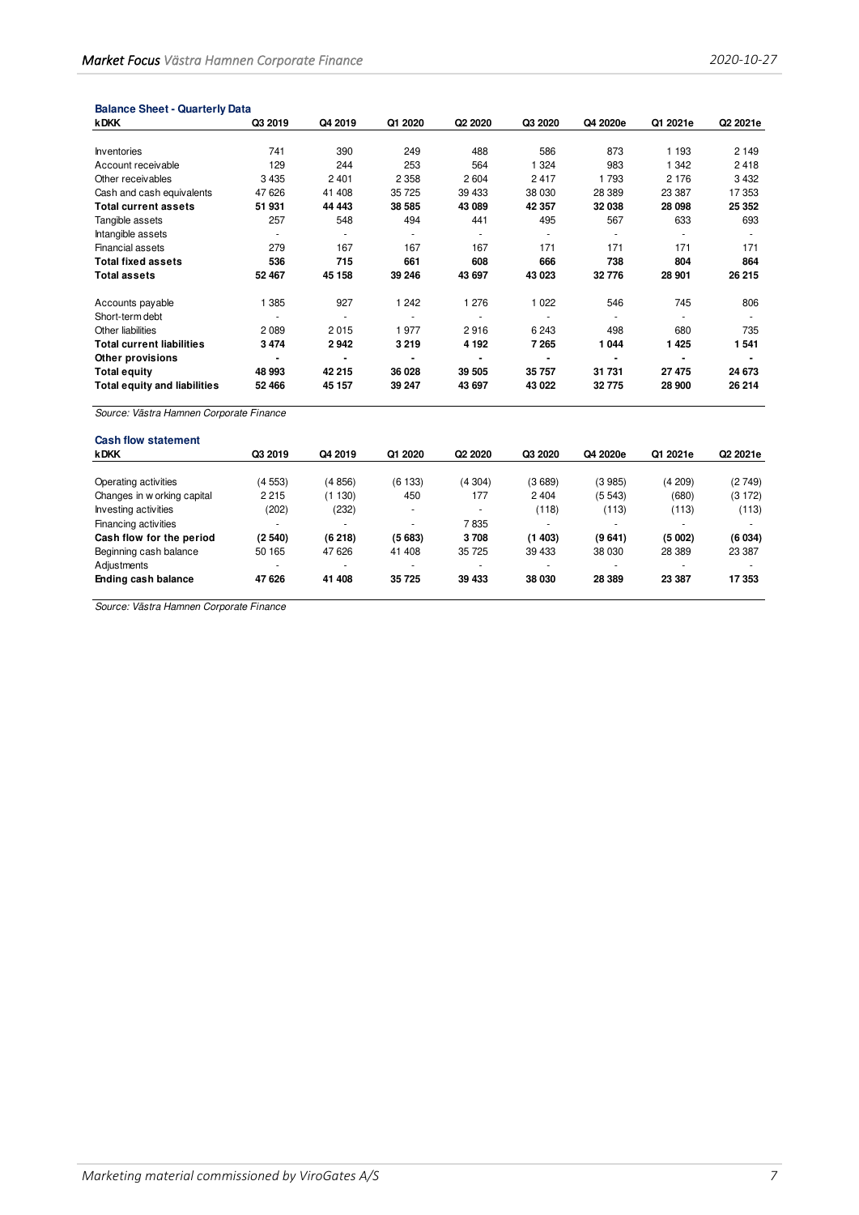**Balance Sheet - Quarterly Data**

| kDKK | Q3 2019 | Q4 2019 | Q1 2020 | Q2 2020 | Q3 2020 | Q4 2020e | Q1 2021e | Q2 2021e |
|---|---|---|---|---|---|---|---|---|
| Inventories | 741 | 390 | 249 | 488 | 586 | 873 | 1 193 | 2 149 |
| Account receivable | 129 | 244 | 253 | 564 | 1 324 | 983 | 1 342 | 2 418 |
| Other receivables | 3 435 | 2 401 | 2 358 | 2 604 | 2 417 | 1 793 | 2 176 | 3 432 |
| Cash and cash equivalents | 47 626 | 41 408 | 35 725 | 39 433 | 38 030 | 28 389 | 23 387 | 17 353 |
| **Total current assets** | **51 931** | **44 443** | **38 585** | **43 089** | **42 357** | **32 038** | **28 098** | **25 352** |
| Tangible assets | 257 | 548 | 494 | 441 | 495 | 567 | 633 | 693 |
| Intangible assets | - | - | - | - | - | - | - | - |
| Financial assets | 279 | 167 | 167 | 167 | 171 | 171 | 171 | 171 |
| **Total fixed assets** | **536** | **715** | **661** | **608** | **666** | **738** | **804** | **864** |
| **Total assets** | **52 467** | **45 158** | **39 246** | **43 697** | **43 023** | **32 776** | **28 901** | **26 215** |
| | | | | | | | | |
| Accounts payable | 1 385 | 927 | 1 242 | 1 276 | 1 022 | 546 | 745 | 806 |
| Short-term debt | - | - | - | - | - | - | - | - |
| Other liabilities | 2 089 | 2 015 | 1 977 | 2 916 | 6 243 | 498 | 680 | 735 |
| **Total current liabilities** | **3 474** | **2 942** | **3 219** | **4 192** | **7 265** | **1 044** | **1 425** | **1 541** |
| **Other provisions** | **-** | **-** | **-** | **-** | **-** | **-** | **-** | **-** |
| **Total equity** | **48 993** | **42 215** | **36 028** | **39 505** | **35 757** | **31 731** | **27 475** | **24 673** |
| **Total equity and liabilities** | **52 466** | **45 157** | **39 247** | **43 697** | **43 022** | **32 775** | **28 900** | **26 214** |

*Source: Västra Hamnen Corporate Finance*

**Cash flow statement**

| kDKK | Q3 2019 | Q4 2019 | Q1 2020 | Q2 2020 | Q3 2020 | Q4 2020e | Q1 2021e | Q2 2021e |
|---|---|---|---|---|---|---|---|---|
| Operating activities | (4 553) | (4 856) | (6 133) | (4 304) | (3 689) | (3 985) | (4 209) | (2 749) |
| Changes in working capital | 2 215 | (1 130) | 450 | 177 | 2 404 | (5 543) | (680) | (3 172) |
| Investing activities | (202) | (232) | - | - | (118) | (113) | (113) | (113) |
| Financing activities | - | - | - | 7 835 | - | - | - | - |
| **Cash flow for the period** | **(2 540)** | **(6 218)** | **(5 683)** | **3 708** | **(1 403)** | **(9 641)** | **(5 002)** | **(6 034)** |
| Beginning cash balance | 50 165 | 47 626 | 41 408 | 35 725 | 39 433 | 38 030 | 28 389 | 23 387 |
| Adjustments | - | - | - | - | - | - | - | - |
| **Ending cash balance** | **47 626** | **41 408** | **35 725** | **39 433** | **38 030** | **28 389** | **23 387** | **17 353** |

*Source: Västra Hamnen Corporate Finance*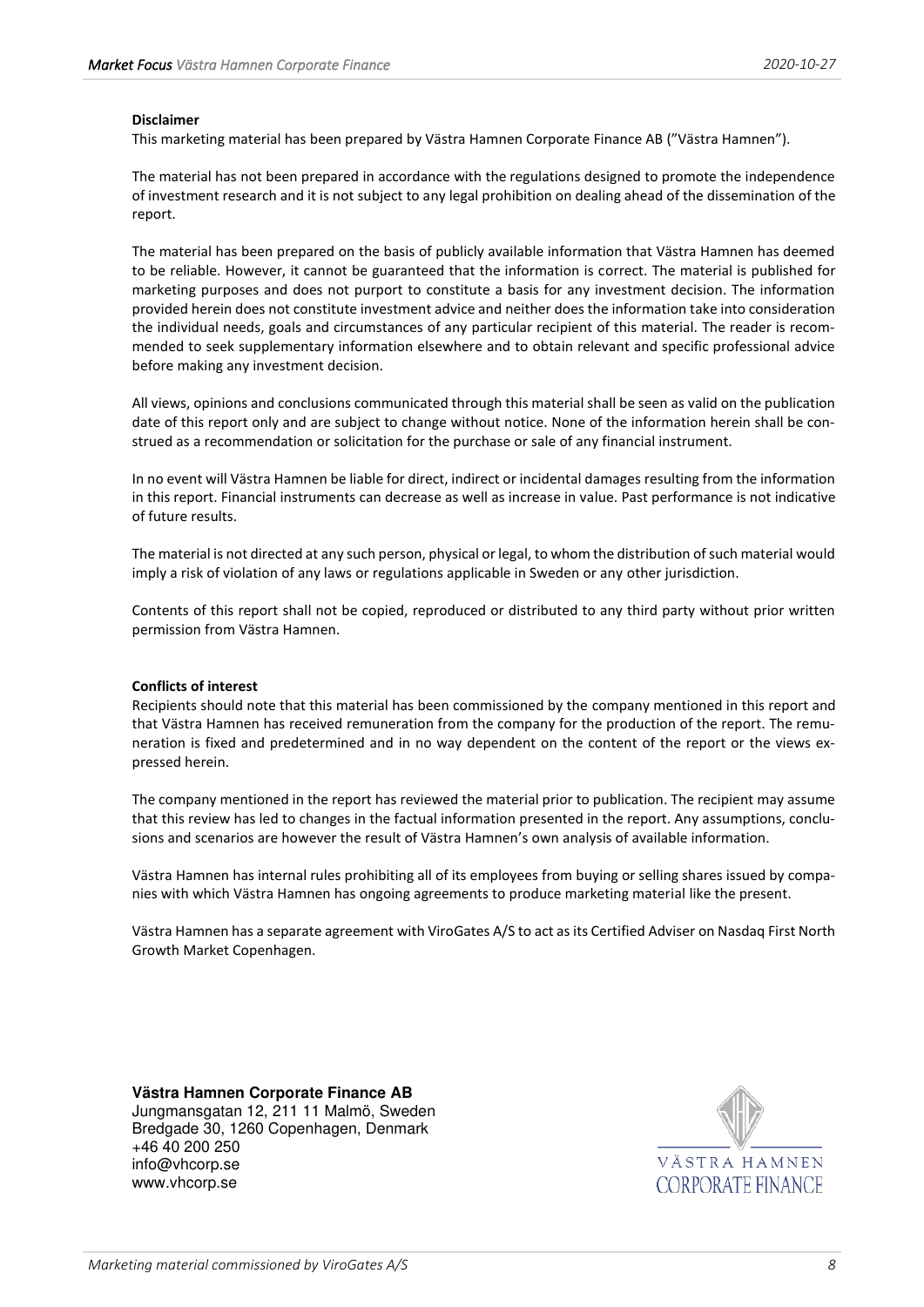**Disclaimer**

This marketing material has been prepared by Västra Hamnen Corporate Finance AB (”Västra Hamnen”).

The material has not been prepared in accordance with the regulations designed to promote the independence of investment research and it is not subject to any legal prohibition on dealing ahead of the dissemination of the report.

The material has been prepared on the basis of publicly available information that Västra Hamnen has deemed to be reliable. However, it cannot be guaranteed that the information is correct. The material is published for marketing purposes and does not purport to constitute a basis for any investment decision. The information provided herein does not constitute investment advice and neither does the information take into consideration the individual needs, goals and circumstances of any particular recipient of this material. The reader is recommended to seek supplementary information elsewhere and to obtain relevant and specific professional advice before making any investment decision.

All views, opinions and conclusions communicated through this material shall be seen as valid on the publication date of this report only and are subject to change without notice. None of the information herein shall be construed as a recommendation or solicitation for the purchase or sale of any financial instrument.

In no event will Västra Hamnen be liable for direct, indirect or incidental damages resulting from the information in this report. Financial instruments can decrease as well as increase in value. Past performance is not indicative of future results.

The material is not directed at any such person, physical or legal, to whom the distribution of such material would imply a risk of violation of any laws or regulations applicable in Sweden or any other jurisdiction.

Contents of this report shall not be copied, reproduced or distributed to any third party without prior written permission from Västra Hamnen.

**Conflicts of interest**

Recipients should note that this material has been commissioned by the company mentioned in this report and that Västra Hamnen has received remuneration from the company for the production of the report. The remuneration is fixed and predetermined and in no way dependent on the content of the report or the views expressed herein.

The company mentioned in the report has reviewed the material prior to publication. The recipient may assume that this review has led to changes in the factual information presented in the report. Any assumptions, conclusions and scenarios are however the result of Västra Hamnen's own analysis of available information.

Västra Hamnen has internal rules prohibiting all of its employees from buying or selling shares issued by companies with which Västra Hamnen has ongoing agreements to produce marketing material like the present.

Västra Hamnen has a separate agreement with ViroGates A/S to act as its Certified Adviser on Nasdaq First North Growth Market Copenhagen.

**Västra Hamnen Corporate Finance AB**
Jungmansgatan 12, 211 11 Malmö, Sweden
Bredgade 30, 1260 Copenhagen, Denmark
+46 40 200 250
info@vhcorp.se
www.vhcorp.se

VÄSTRA HAMNEN
CORPORATE FINANCE